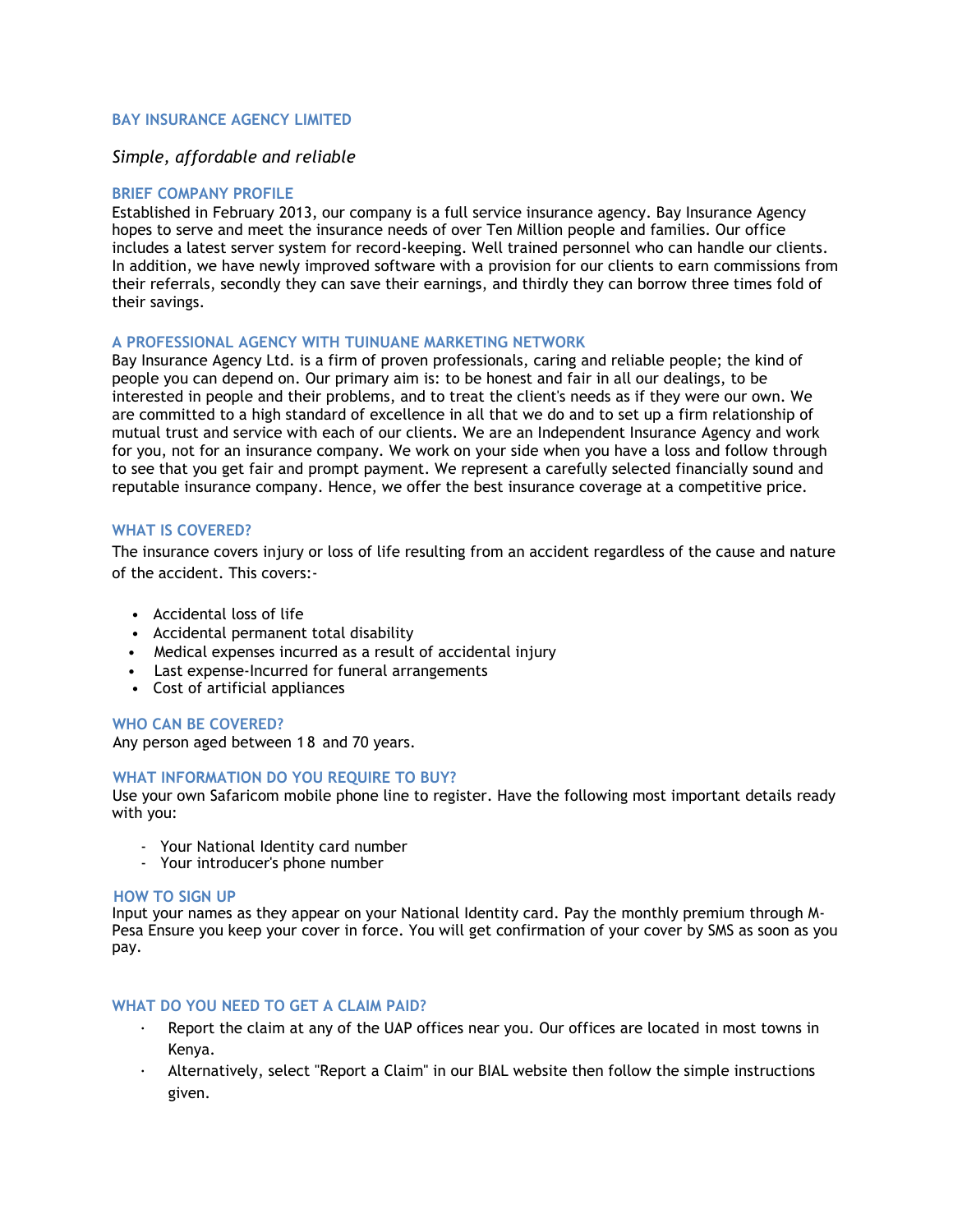# BAY INSURANCE AGENCY LIMITED

*Simple, affordable and reliable*

## BRIEF COMPANY PROFILE

Established in February 2013, our company is a full service insurance agency. Bay Insurance Agency hopes to serve and meet the insurance needs of over Ten Million people and families. Our office includes a latest server system for record-keeping. Well trained personnel who can handle our clients. In addition, we have newly improved software with a provision for our clients to earn commissions from their referrals, secondly they can save their earnings, and thirdly they can borrow three times fold of their savings.

## A PROFESSIONAL AGENCY WITH TUINUANE MARKETING NETWORK

Bay Insurance Agency Ltd. is a firm of proven professionals, caring and reliable people; the kind of people you can depend on. Our primary aim is: to be honest and fair in all our dealings, to be interested in people and their problems, and to treat the client's needs as if they were our own. We are committed to a high standard of excellence in all that we do and to set up a firm relationship of mutual trust and service with each of our clients. We are an Independent Insurance Agency and work for you, not for an insurance company. We work on your side when you have a loss and follow through to see that you get fair and prompt payment. We represent a carefully selected financially sound and reputable insurance company. Hence, we offer the best insurance coverage at a competitive price.

## WHAT IS COVERED?

The insurance covers injury or loss of life resulting from an accident regardless of the cause and nature of the accident. This covers:-

- Accidental loss of life
- Accidental permanent total disability
- Medical expenses incurred as a result of accidental injury
- Last expense-Incurred for funeral arrangements
- Cost of artificial appliances

## WHO CAN BE COVERED?

Any person aged between 18 and 70 years.

## WHAT INFORMATION DO YOU REQUIRE TO BUY?

Use your own Safaricom mobile phone line to register. Have the following most important details ready with you:

- Your National Identity card number
- Your introducer's phone number

## HOW TO SIGN UP

Input your names as they appear on your National Identity card. Pay the monthly premium through M-Pesa Ensure you keep your cover in force. You will get confirmation of your cover by SMS as soon as you pay.

## WHAT DO YOU NEED TO GET A CLAIM PAID?

- Report the claim at any of the UAP offices near you. Our offices are located in most towns in Kenya.
- Alternatively, select "Report a Claim" in our BIAL website then follow the simple instructions given.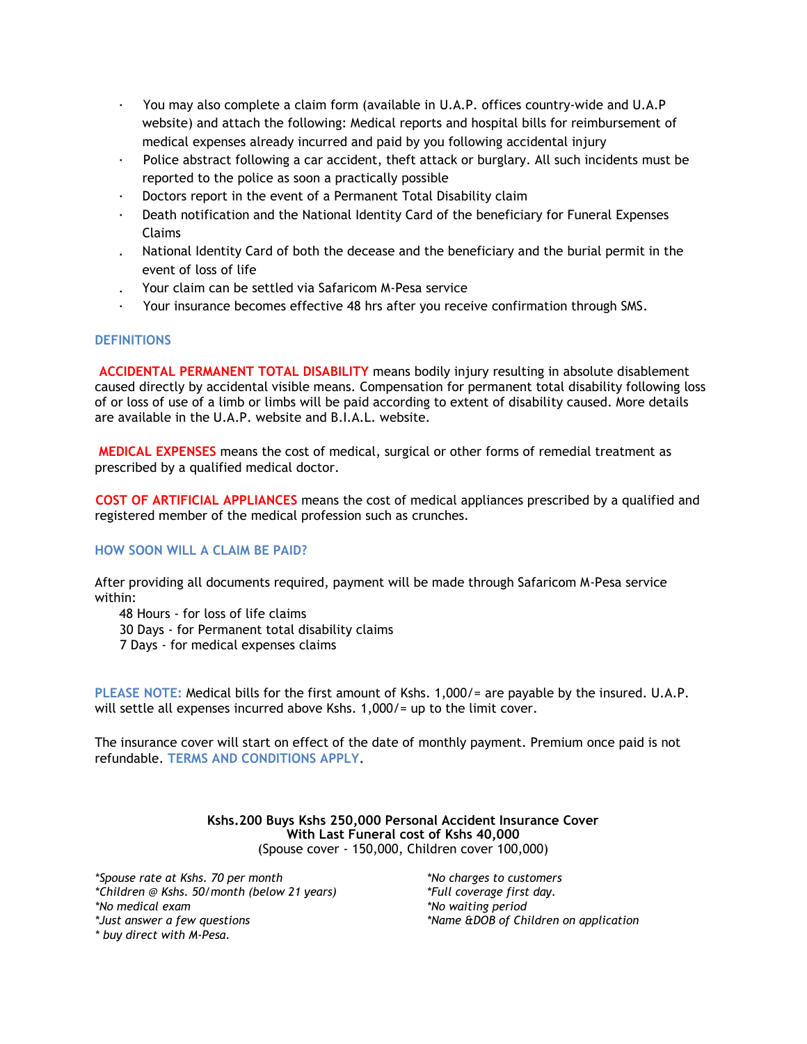- You may also complete a claim form (available in U.A.P. offices country-wide and U.A.P website) and attach the following: Medical reports and hospital bills for reimbursement of medical expenses already incurred and paid by you following accidental injury
- Police abstract following a car accident, theft attack or burglary. All such incidents must be reported to the police as soon a practically possible
- Doctors report in the event of a Permanent Total Disability claim
- Death notification and the National Identity Card of the beneficiary for Funeral Expenses Claims
- National Identity Card of both the decease and the beneficiary and the burial permit in the event of loss of life
- Your claim can be settled via Safaricom M-Pesa service
- Your insurance becomes effective 48 hrs after you receive confirmation through SMS.

## DEFINITIONS

**ACCIDENTAL PERMANENT TOTAL DISABILITY** means bodily injury resulting in absolute disablement caused directly by accidental visible means. Compensation for permanent total disability following loss of or loss of use of a limb or limbs will be paid according to extent of disability caused. More details are available in the U.A.P. website and B.I.A.L. website.

**MEDICAL EXPENSES** means the cost of medical, surgical or other forms of remedial treatment as prescribed by a qualified medical doctor.

**COST OF ARTIFICIAL APPLIANCES** means the cost of medical appliances prescribed by a qualified and registered member of the medical profession such as crunches.

## HOW SOON WILL A CLAIM BE PAID?

After providing all documents required, payment will be made through Safaricom M-Pesa service within:

48 Hours - for loss of life claims
30 Days - for Permanent total disability claims
7 Days - for medical expenses claims

**PLEASE NOTE:** Medical bills for the first amount of Kshs. 1,000/= are payable by the insured. U.A.P. will settle all expenses incurred above Kshs. 1,000/= up to the limit cover.

The insurance cover will start on effect of the date of monthly payment. Premium once paid is not refundable. **TERMS AND CONDITIONS APPLY.**

**Kshs.200 Buys Kshs 250,000 Personal Accident Insurance Cover**
**With Last Funeral cost of Kshs 40,000**
(Spouse cover - 150,000, Children cover 100,000)

*\*Spouse rate at Kshs. 70 per month*
*\*Children @ Kshs. 50/month (below 21 years)*
*\*No medical exam*
*\*Just answer a few questions*
*\* buy direct with M-Pesa.*

*\*No charges to customers*
*\*Full coverage first day.*
*\*No waiting period*
*\*Name &DOB of Children on application*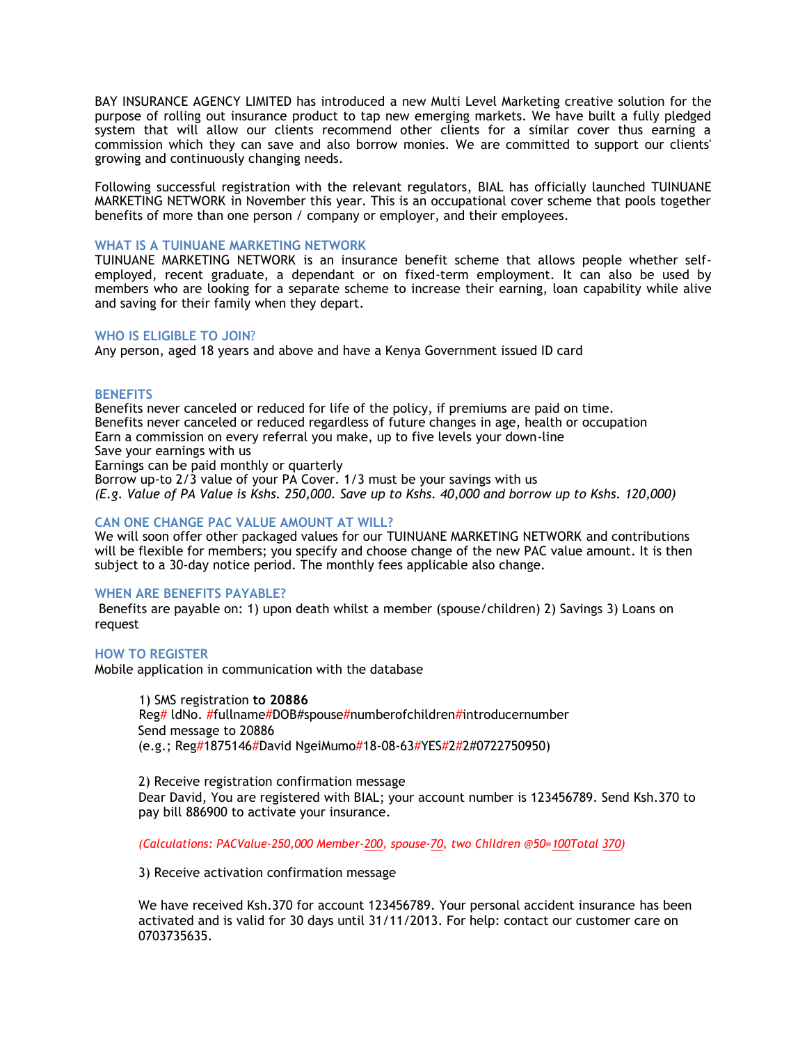BAY INSURANCE AGENCY LIMITED has introduced a new Multi Level Marketing creative solution for the purpose of rolling out insurance product to tap new emerging markets. We have built a fully pledged system that will allow our clients recommend other clients for a similar cover thus earning a commission which they can save and also borrow monies. We are committed to support our clients' growing and continuously changing needs.

Following successful registration with the relevant regulators, BIAL has officially launched TUINUANE MARKETING NETWORK in November this year. This is an occupational cover scheme that pools together benefits of more than one person / company or employer, and their employees.

### WHAT IS A TUINUANE MARKETING NETWORK

TUINUANE MARKETING NETWORK is an insurance benefit scheme that allows people whether self-employed, recent graduate, a dependant or on fixed-term employment. It can also be used by members who are looking for a separate scheme to increase their earning, loan capability while alive and saving for their family when they depart.

### WHO IS ELIGIBLE TO JOIN?

Any person, aged 18 years and above and have a Kenya Government issued ID card

### BENEFITS

Benefits never canceled or reduced for life of the policy, if premiums are paid on time.
Benefits never canceled or reduced regardless of future changes in age, health or occupation
Earn a commission on every referral you make, up to five levels your down-line
Save your earnings with us
Earnings can be paid monthly or quarterly
Borrow up-to 2/3 value of your PA Cover. 1/3 must be your savings with us
*(E.g. Value of PA Value is Kshs. 250,000. Save up to Kshs. 40,000 and borrow up to Kshs. 120,000)*

### CAN ONE CHANGE PAC VALUE AMOUNT AT WILL?

We will soon offer other packaged values for our TUINUANE MARKETING NETWORK and contributions will be flexible for members; you specify and choose change of the new PAC value amount. It is then subject to a 30-day notice period. The monthly fees applicable also change.

### WHEN ARE BENEFITS PAYABLE?

Benefits are payable on: 1) upon death whilst a member (spouse/children) 2) Savings 3) Loans on request

### HOW TO REGISTER

Mobile application in communication with the database

1) SMS registration **to 20886**
Reg# IdNo. #fullname#DOB#spouse#numberofchildren#introducernumber
Send message to 20886
(e.g.; Reg#1875146#David NgeiMumo#18-08-63#YES#2#2#0722750950)

2) Receive registration confirmation message
Dear David, You are registered with BIAL; your account number is 123456789. Send Ksh.370 to pay bill 886900 to activate your insurance.

*(Calculations: PACValue-250,000 Member-200, spouse-70, two Children @50=100Total 370)*

3) Receive activation confirmation message

We have received Ksh.370 for account 123456789. Your personal accident insurance has been activated and is valid for 30 days until 31/11/2013. For help: contact our customer care on 0703735635.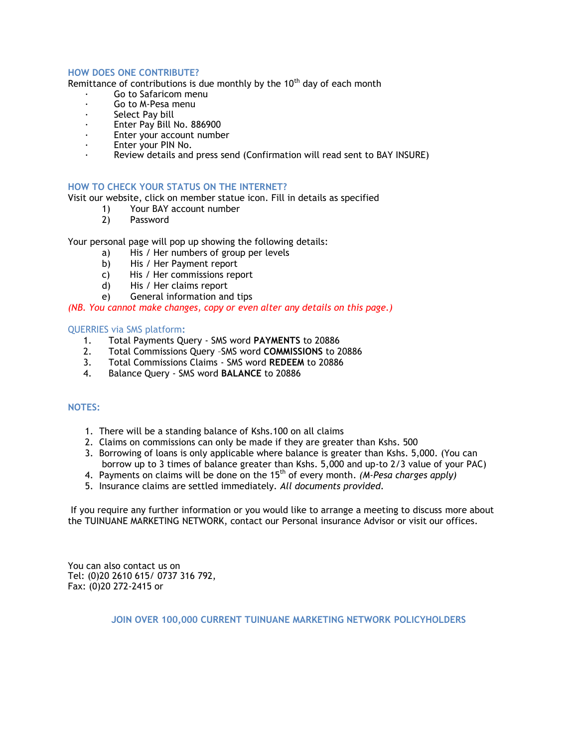## HOW DOES ONE CONTRIBUTE?

Remittance of contributions is due monthly by the 10th day of each month

- Go to Safaricom menu
- Go to M-Pesa menu
- Select Pay bill
- Enter Pay Bill No. 886900
- Enter your account number
- Enter your PIN No.
- Review details and press send (Confirmation will read sent to BAY INSURE)

## HOW TO CHECK YOUR STATUS ON THE INTERNET?

Visit our website, click on member statue icon. Fill in details as specified

1) Your BAY account number
2) Password

Your personal page will pop up showing the following details:

a) His / Her numbers of group per levels
b) His / Her Payment report
c) His / Her commissions report
d) His / Her claims report
e) General information and tips

*(NB. You cannot make changes, copy or even alter any details on this page.)*

## QUERRIES via SMS platform:

1. Total Payments Query - SMS word **PAYMENTS** to 20886
2. Total Commissions Query –SMS word **COMMISSIONS** to 20886
3. Total Commissions Claims - SMS word **REDEEM** to 20886
4. Balance Query - SMS word **BALANCE** to 20886

## NOTES:

1. There will be a standing balance of Kshs.100 on all claims
2. Claims on commissions can only be made if they are greater than Kshs. 500
3. Borrowing of loans is only applicable where balance is greater than Kshs. 5,000. (You can borrow up to 3 times of balance greater than Kshs. 5,000 and up-to 2/3 value of your PAC)
4. Payments on claims will be done on the 15th of every month. *(M-Pesa charges apply)*
5. Insurance claims are settled immediately. *All documents provided.*

If you require any further information or you would like to arrange a meeting to discuss more about the TUINUANE MARKETING NETWORK, contact our Personal insurance Advisor or visit our offices.

You can also contact us on
Tel: (0)20 2610 615/ 0737 316 792,
Fax: (0)20 272-2415 or

**JOIN OVER 100,000 CURRENT TUINUANE MARKETING NETWORK POLICYHOLDERS**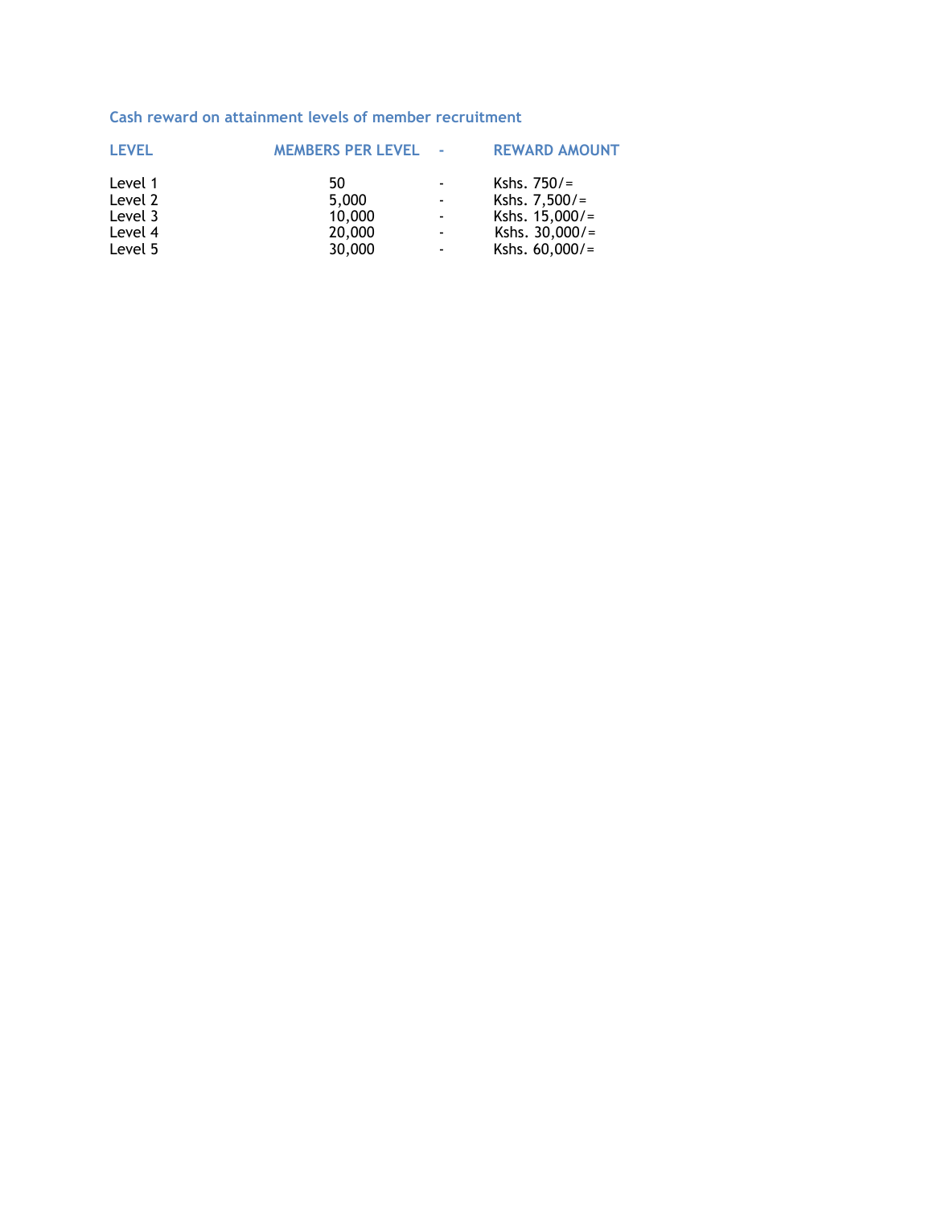**Cash reward on attainment levels of member recruitment**

| LEVEL | MEMBERS PER LEVEL | - | REWARD AMOUNT |
|---|---|---|---|
| Level 1 | 50 | - | Kshs. 750/= |
| Level 2 | 5,000 | - | Kshs. 7,500/= |
| Level 3 | 10,000 | - | Kshs. 15,000/= |
| Level 4 | 20,000 | - | Kshs. 30,000/= |
| Level 5 | 30,000 | - | Kshs. 60,000/= |